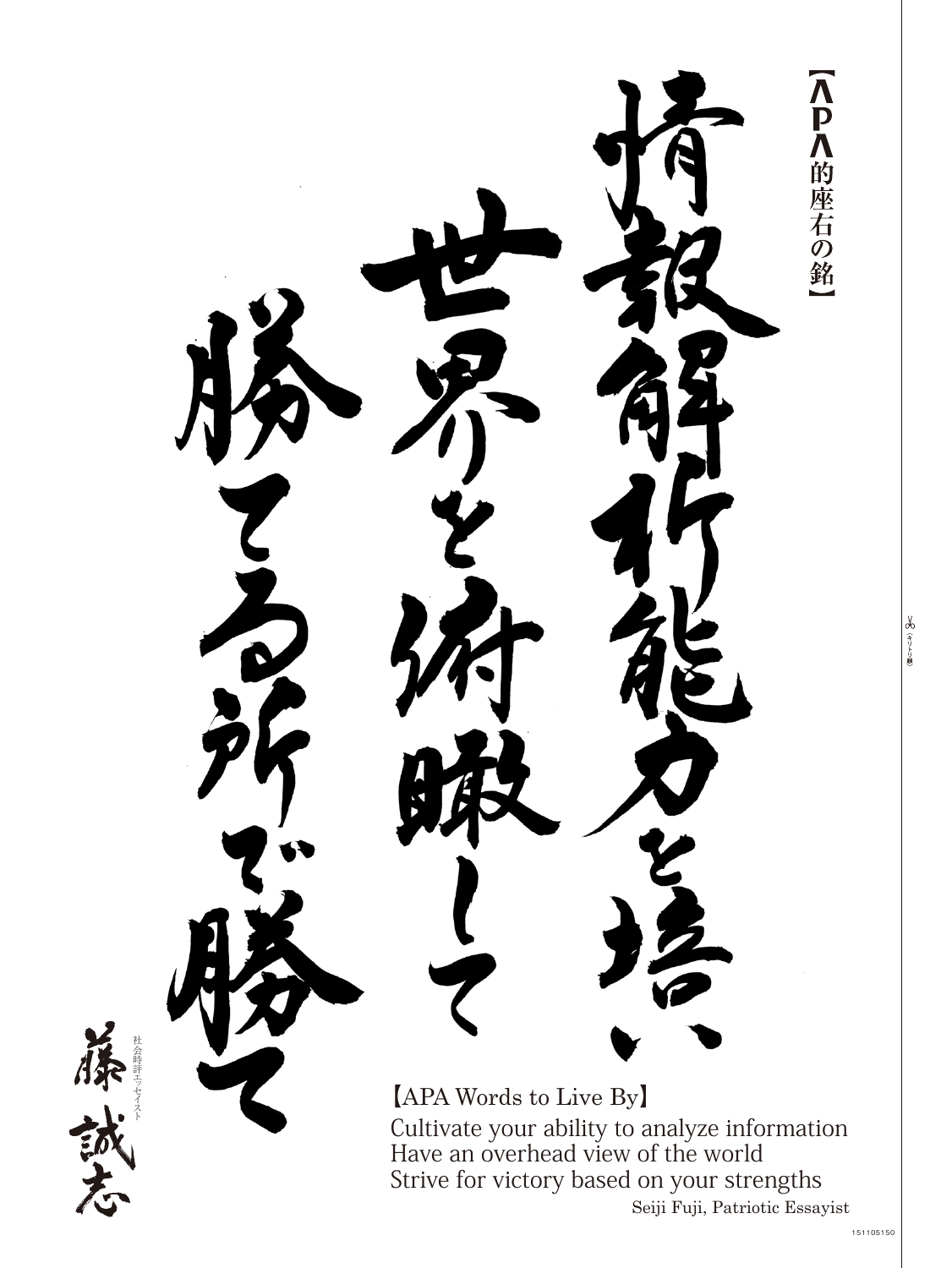【APA的座右の銘】

情報解析能力を培い、
世界を俯瞰して
勝てる所で勝て

社会時評エッセイスト
藤誠志

【APA Words to Live By】

Cultivate your ability to analyze information
Have an overhead view of the world
Strive for victory based on your strengths

Seiji Fuji, Patriotic Essayist

（キリトリ線）

151105150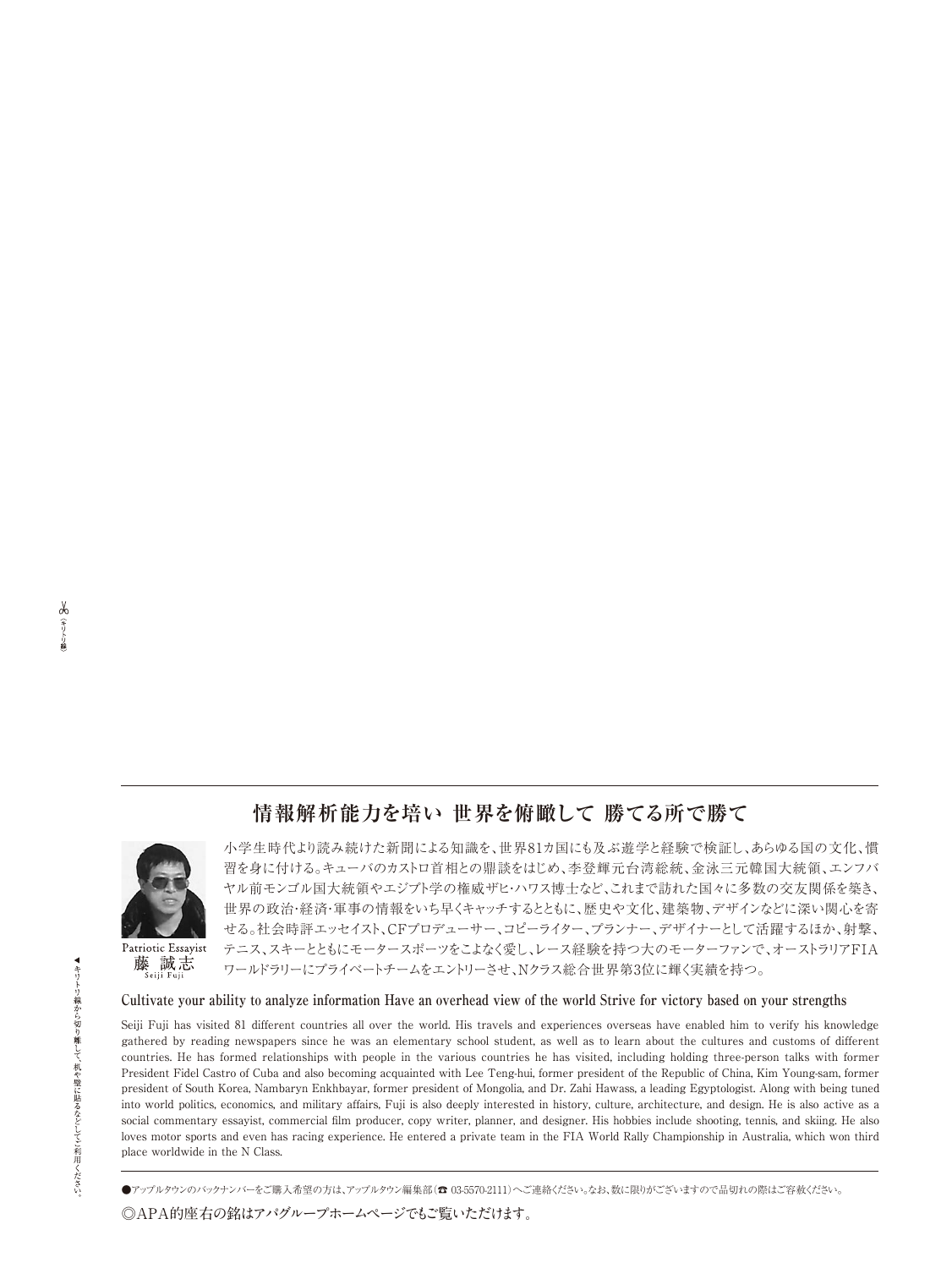## 情報解析能力を培い 世界を俯瞰して 勝てる所で勝て

Patriotic Essayist
藤 誠志
Seiji Fuji

小学生時代より読み続けた新聞による知識を、世界81カ国にも及ぶ遊学と経験で検証し、あらゆる国の文化、慣習を身に付ける。キューバのカストロ首相との鼎談をはじめ、李登輝元台湾総統、金泳三元韓国大統領、エンフバヤル前モンゴル国大統領やエジプト学の権威ザヒ・ハワス博士など、これまで訪れた国々に多数の交友関係を築き、世界の政治・経済・軍事の情報をいち早くキャッチするとともに、歴史や文化、建築物、デザインなどに深い関心を寄せる。社会時評エッセイスト、CFプロデューサー、コピーライター、プランナー、デザイナーとして活躍するほか、射撃、テニス、スキーとともにモータースポーツをこよなく愛し、レース経験を持つ大のモーターファンで、オーストラリアFIAワールドラリーにプライベートチームをエントリーさせ、Nクラス総合世界第3位に輝く実績を持つ。

**Cultivate your ability to analyze information Have an overhead view of the world Strive for victory based on your strengths**

Seiji Fuji has visited 81 different countries all over the world. His travels and experiences overseas have enabled him to verify his knowledge gathered by reading newspapers since he was an elementary school student, as well as to learn about the cultures and customs of different countries. He has formed relationships with people in the various countries he has visited, including holding three-person talks with former President Fidel Castro of Cuba and also becoming acquainted with Lee Teng-hui, former president of the Republic of China, Kim Young-sam, former president of South Korea, Nambaryn Enkhbayar, former president of Mongolia, and Dr. Zahi Hawass, a leading Egyptologist. Along with being tuned into world politics, economics, and military affairs, Fuji is also deeply interested in history, culture, architecture, and design. He is also active as a social commentary essayist, commercial film producer, copy writer, planner, and designer. His hobbies include shooting, tennis, and skiing. He also loves motor sports and even has racing experience. He entered a private team in the FIA World Rally Championship in Australia, which won third place worldwide in the N Class.

●アップルタウンのバックナンバーをご購入希望の方は、アップルタウン編集部（☎ 03-5570-2111）へご連絡ください。なお、数に限りがございますので品切れの際はご容赦ください。

◎APA的座右の銘はアパグループホームページでもご覧いただけます。

◀キリトリ線から切り離して、机や壁に貼るなどしてご利用ください。